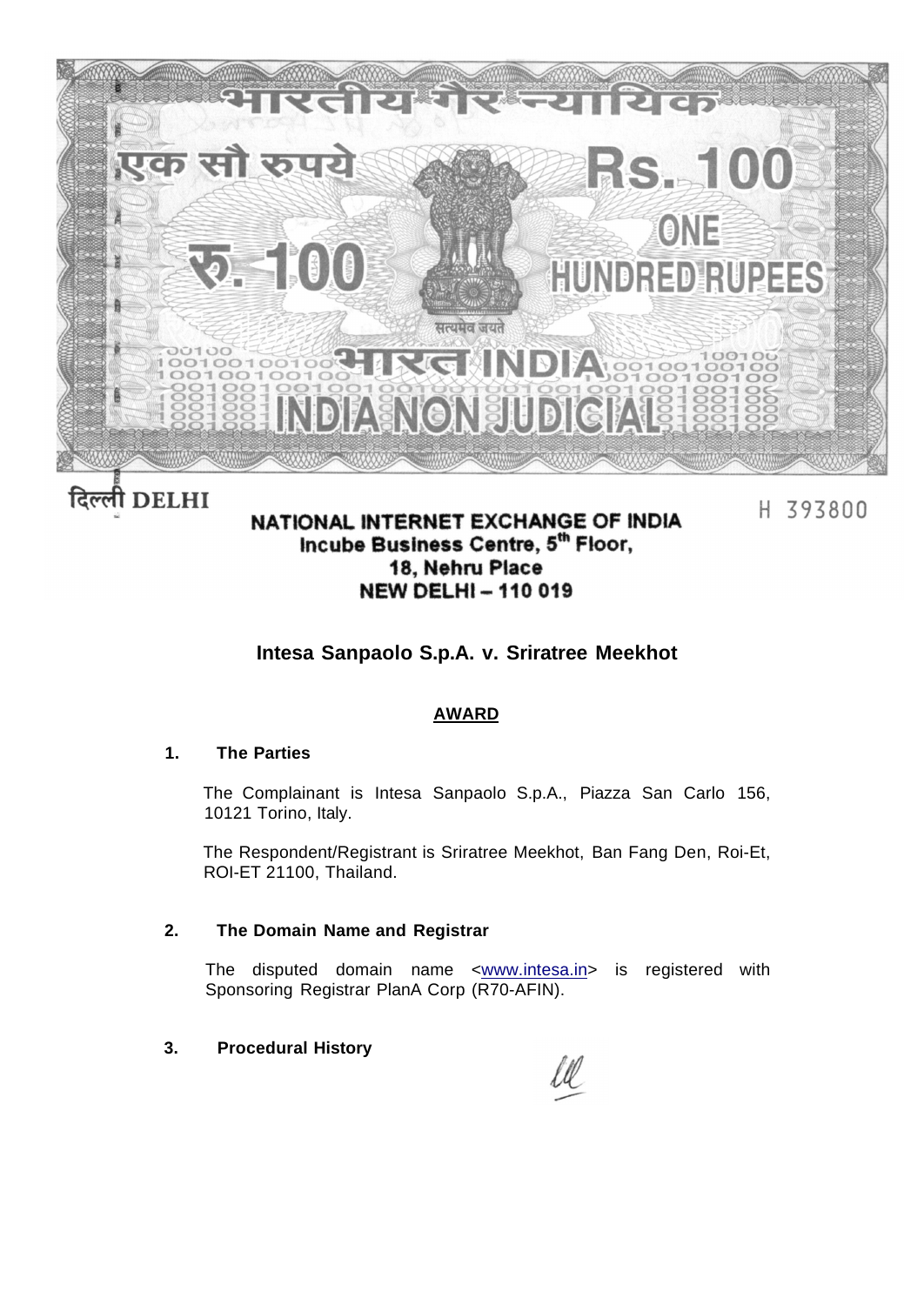भारतीय गैर न्यायिक

एक सौ रुपये Rs. 100

रु. 100 ONE HUNDRED RUPEES

सत्यमेव जयते

भारत INDIA

INDIA NON JUDICIAL

दिल्ली DELHI

H 393800

**NATIONAL INTERNET EXCHANGE OF INDIA**
**Incube Business Centre, 5th Floor,**
**18, Nehru Place**
**NEW DELHI – 110 019**

# Intesa Sanpaolo S.p.A. v. Sriratree Meekhot

## AWARD

### 1. The Parties

The Complainant is Intesa Sanpaolo S.p.A., Piazza San Carlo 156, 10121 Torino, Italy.

The Respondent/Registrant is Sriratree Meekhot, Ban Fang Den, Roi-Et, ROI-ET 21100, Thailand.

### 2. The Domain Name and Registrar

The disputed domain name <www.intesa.in> is registered with Sponsoring Registrar PlanA Corp (R70-AFIN).

### 3. Procedural History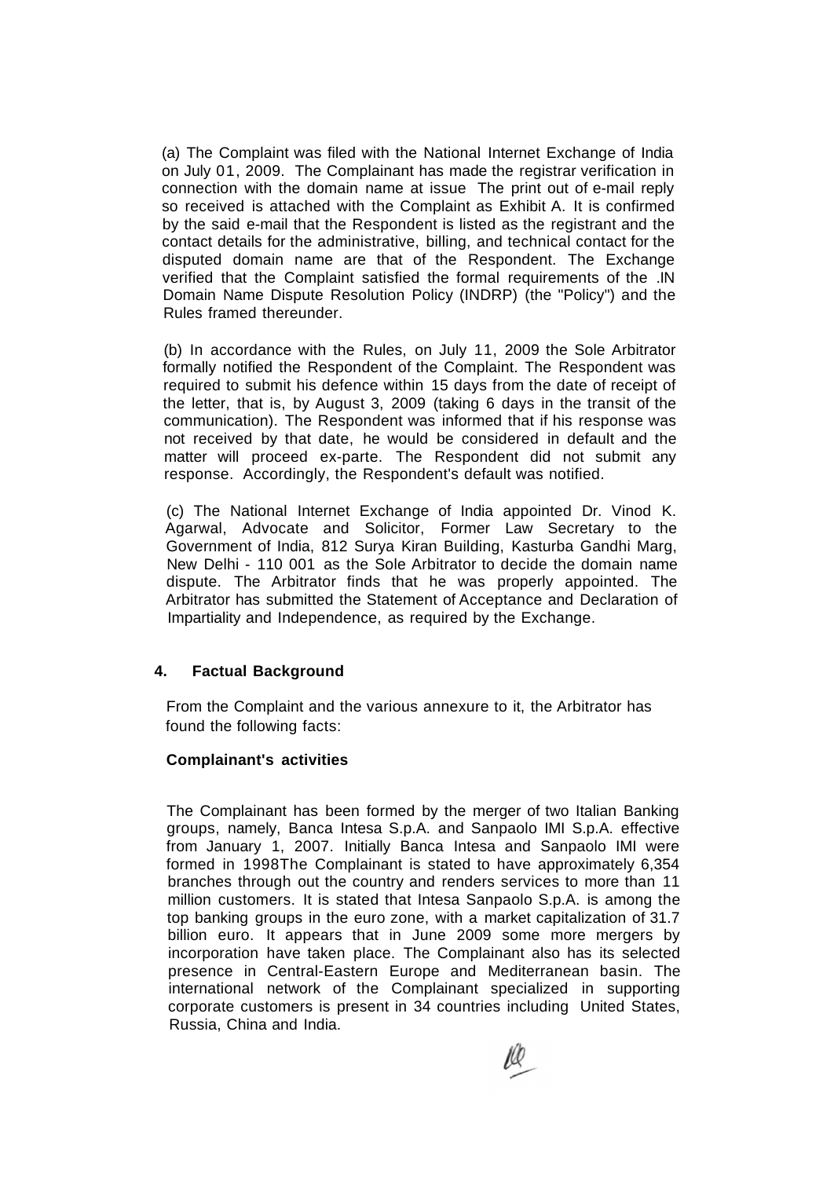(a) The Complaint was filed with the National Internet Exchange of India on July 01, 2009. The Complainant has made the registrar verification in connection with the domain name at issue The print out of e-mail reply so received is attached with the Complaint as Exhibit A. It is confirmed by the said e-mail that the Respondent is listed as the registrant and the contact details for the administrative, billing, and technical contact for the disputed domain name are that of the Respondent. The Exchange verified that the Complaint satisfied the formal requirements of the .IN Domain Name Dispute Resolution Policy (INDRP) (the "Policy") and the Rules framed thereunder.

(b) In accordance with the Rules, on July 11, 2009 the Sole Arbitrator formally notified the Respondent of the Complaint. The Respondent was required to submit his defence within 15 days from the date of receipt of the letter, that is, by August 3, 2009 (taking 6 days in the transit of the communication). The Respondent was informed that if his response was not received by that date, he would be considered in default and the matter will proceed ex-parte. The Respondent did not submit any response. Accordingly, the Respondent's default was notified.

(c) The National Internet Exchange of India appointed Dr. Vinod K. Agarwal, Advocate and Solicitor, Former Law Secretary to the Government of India, 812 Surya Kiran Building, Kasturba Gandhi Marg, New Delhi - 110 001 as the Sole Arbitrator to decide the domain name dispute. The Arbitrator finds that he was properly appointed. The Arbitrator has submitted the Statement of Acceptance and Declaration of Impartiality and Independence, as required by the Exchange.

## 4. Factual Background

From the Complaint and the various annexure to it, the Arbitrator has found the following facts:

**Complainant's activities**

The Complainant has been formed by the merger of two Italian Banking groups, namely, Banca Intesa S.p.A. and Sanpaolo IMI S.p.A. effective from January 1, 2007. Initially Banca Intesa and Sanpaolo IMI were formed in 1998The Complainant is stated to have approximately 6,354 branches through out the country and renders services to more than 11 million customers. It is stated that Intesa Sanpaolo S.p.A. is among the top banking groups in the euro zone, with a market capitalization of 31.7 billion euro. It appears that in June 2009 some more mergers by incorporation have taken place. The Complainant also has its selected presence in Central-Eastern Europe and Mediterranean basin. The international network of the Complainant specialized in supporting corporate customers is present in 34 countries including United States, Russia, China and India.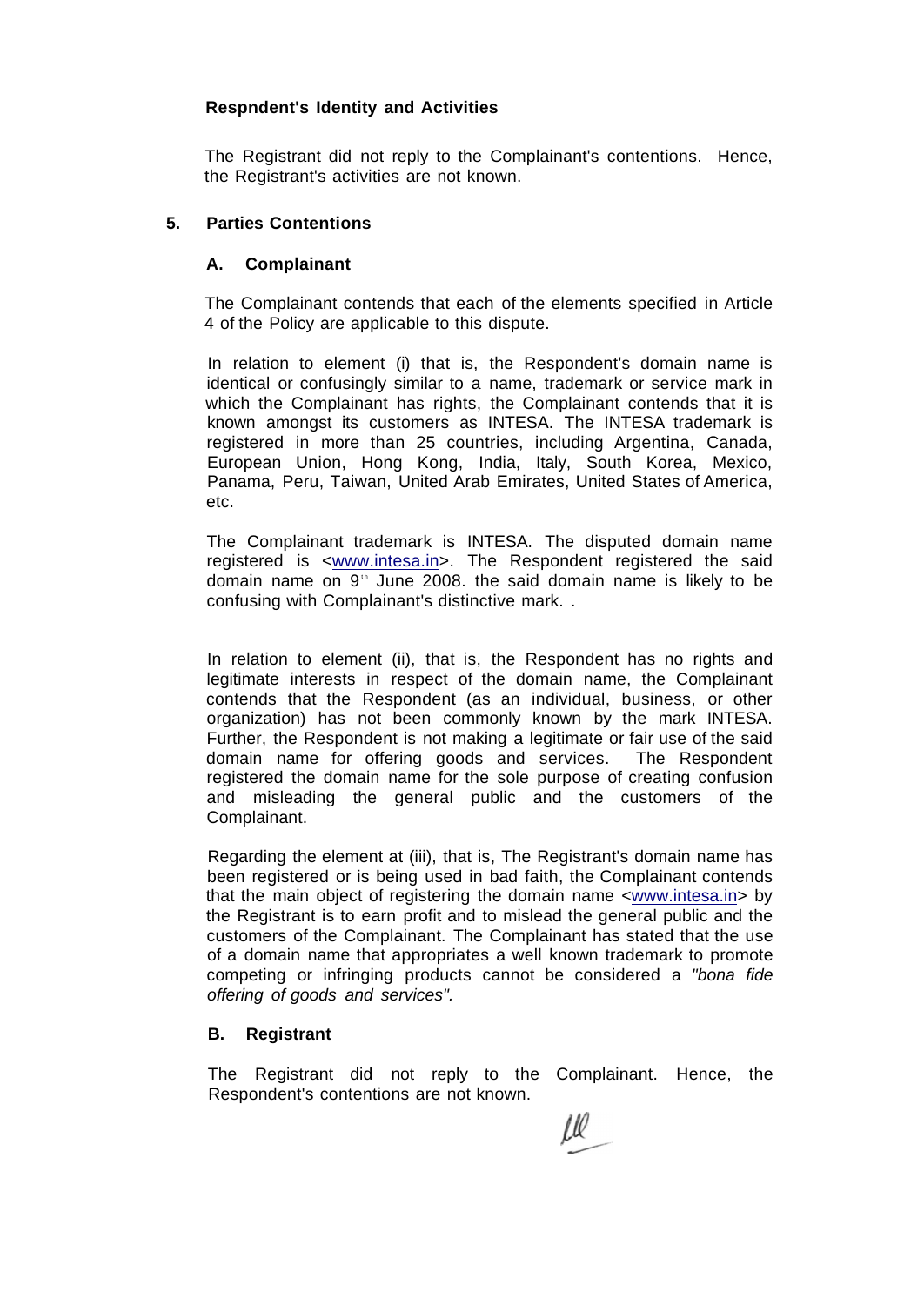**Respndent's Identity and Activities**

The Registrant did not reply to the Complainant's contentions. Hence, the Registrant's activities are not known.

## 5. Parties Contentions

### A. Complainant

The Complainant contends that each of the elements specified in Article 4 of the Policy are applicable to this dispute.

In relation to element (i) that is, the Respondent's domain name is identical or confusingly similar to a name, trademark or service mark in which the Complainant has rights, the Complainant contends that it is known amongst its customers as INTESA. The INTESA trademark is registered in more than 25 countries, including Argentina, Canada, European Union, Hong Kong, India, Italy, South Korea, Mexico, Panama, Peru, Taiwan, United Arab Emirates, United States of America, etc.

The Complainant trademark is INTESA. The disputed domain name registered is <www.intesa.in>. The Respondent registered the said domain name on 9th June 2008. the said domain name is likely to be confusing with Complainant's distinctive mark. .

In relation to element (ii), that is, the Respondent has no rights and legitimate interests in respect of the domain name, the Complainant contends that the Respondent (as an individual, business, or other organization) has not been commonly known by the mark INTESA. Further, the Respondent is not making a legitimate or fair use of the said domain name for offering goods and services. The Respondent registered the domain name for the sole purpose of creating confusion and misleading the general public and the customers of the Complainant.

Regarding the element at (iii), that is, The Registrant's domain name has been registered or is being used in bad faith, the Complainant contends that the main object of registering the domain name <www.intesa.in> by the Registrant is to earn profit and to mislead the general public and the customers of the Complainant. The Complainant has stated that the use of a domain name that appropriates a well known trademark to promote competing or infringing products cannot be considered a *"bona fide offering of goods and services"*.

### B. Registrant

The Registrant did not reply to the Complainant. Hence, the Respondent's contentions are not known.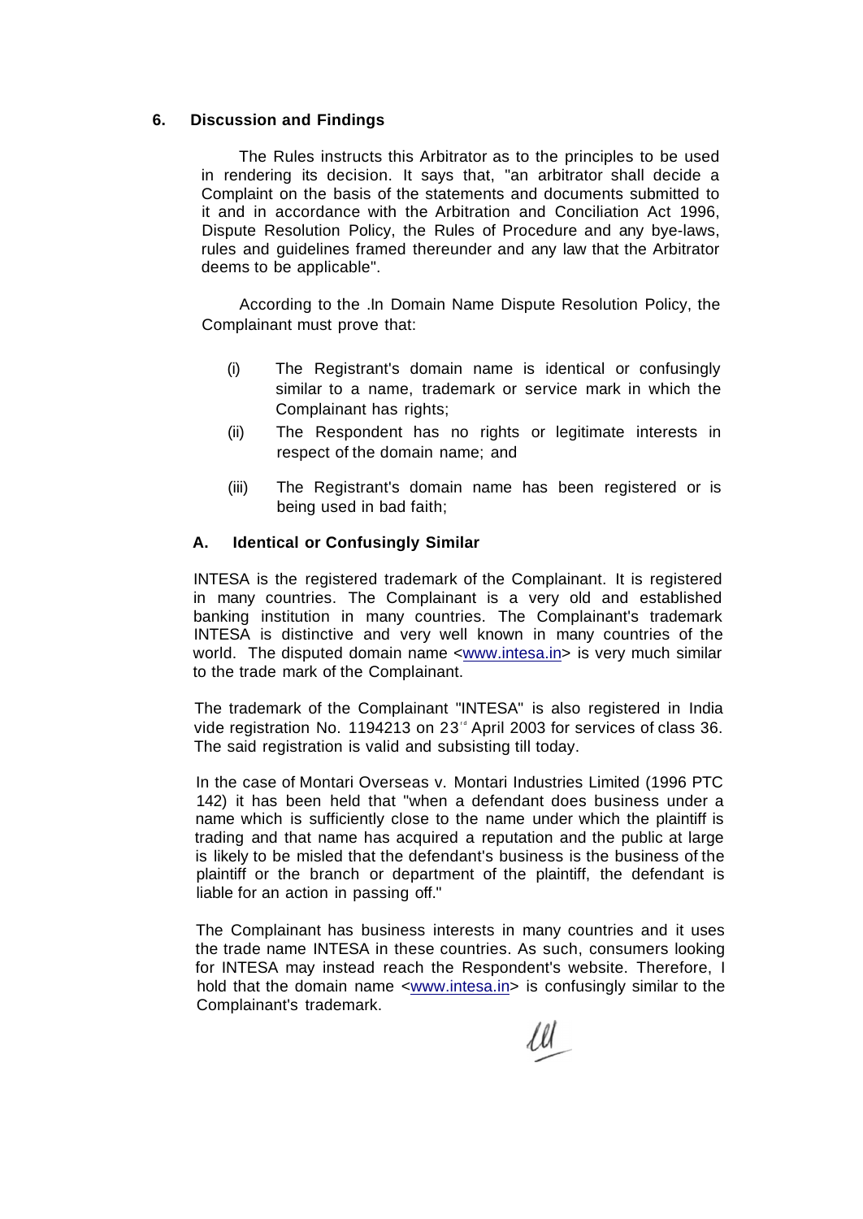## 6. Discussion and Findings

The Rules instructs this Arbitrator as to the principles to be used in rendering its decision. It says that, "an arbitrator shall decide a Complaint on the basis of the statements and documents submitted to it and in accordance with the Arbitration and Conciliation Act 1996, Dispute Resolution Policy, the Rules of Procedure and any bye-laws, rules and guidelines framed thereunder and any law that the Arbitrator deems to be applicable".

According to the .In Domain Name Dispute Resolution Policy, the Complainant must prove that:

(i) The Registrant's domain name is identical or confusingly similar to a name, trademark or service mark in which the Complainant has rights;

(ii) The Respondent has no rights or legitimate interests in respect of the domain name; and

(iii) The Registrant's domain name has been registered or is being used in bad faith;

### A. Identical or Confusingly Similar

INTESA is the registered trademark of the Complainant. It is registered in many countries. The Complainant is a very old and established banking institution in many countries. The Complainant's trademark INTESA is distinctive and very well known in many countries of the world. The disputed domain name <www.intesa.in> is very much similar to the trade mark of the Complainant.

The trademark of the Complainant "INTESA" is also registered in India vide registration No. 1194213 on 23rd April 2003 for services of class 36. The said registration is valid and subsisting till today.

In the case of Montari Overseas v. Montari Industries Limited (1996 PTC 142) it has been held that "when a defendant does business under a name which is sufficiently close to the name under which the plaintiff is trading and that name has acquired a reputation and the public at large is likely to be misled that the defendant's business is the business of the plaintiff or the branch or department of the plaintiff, the defendant is liable for an action in passing off."

The Complainant has business interests in many countries and it uses the trade name INTESA in these countries. As such, consumers looking for INTESA may instead reach the Respondent's website. Therefore, I hold that the domain name <www.intesa.in> is confusingly similar to the Complainant's trademark.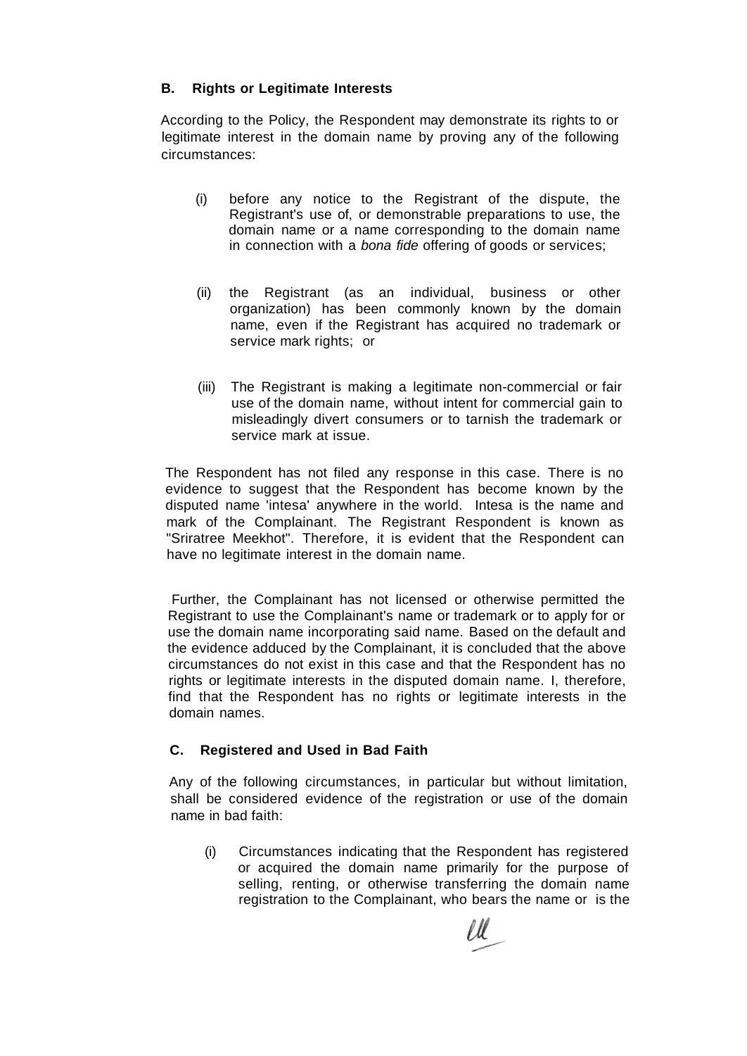### B. Rights or Legitimate Interests

According to the Policy, the Respondent may demonstrate its rights to or legitimate interest in the domain name by proving any of the following circumstances:

(i) before any notice to the Registrant of the dispute, the Registrant's use of, or demonstrable preparations to use, the domain name or a name corresponding to the domain name in connection with a *bona fide* offering of goods or services;

(ii) the Registrant (as an individual, business or other organization) has been commonly known by the domain name, even if the Registrant has acquired no trademark or service mark rights; or

(iii) The Registrant is making a legitimate non-commercial or fair use of the domain name, without intent for commercial gain to misleadingly divert consumers or to tarnish the trademark or service mark at issue.

The Respondent has not filed any response in this case. There is no evidence to suggest that the Respondent has become known by the disputed name 'intesa' anywhere in the world. Intesa is the name and mark of the Complainant. The Registrant Respondent is known as "Sriratree Meekhot". Therefore, it is evident that the Respondent can have no legitimate interest in the domain name.

Further, the Complainant has not licensed or otherwise permitted the Registrant to use the Complainant's name or trademark or to apply for or use the domain name incorporating said name. Based on the default and the evidence adduced by the Complainant, it is concluded that the above circumstances do not exist in this case and that the Respondent has no rights or legitimate interests in the disputed domain name. I, therefore, find that the Respondent has no rights or legitimate interests in the domain names.

### C. Registered and Used in Bad Faith

Any of the following circumstances, in particular but without limitation, shall be considered evidence of the registration or use of the domain name in bad faith:

(i) Circumstances indicating that the Respondent has registered or acquired the domain name primarily for the purpose of selling, renting, or otherwise transferring the domain name registration to the Complainant, who bears the name or is the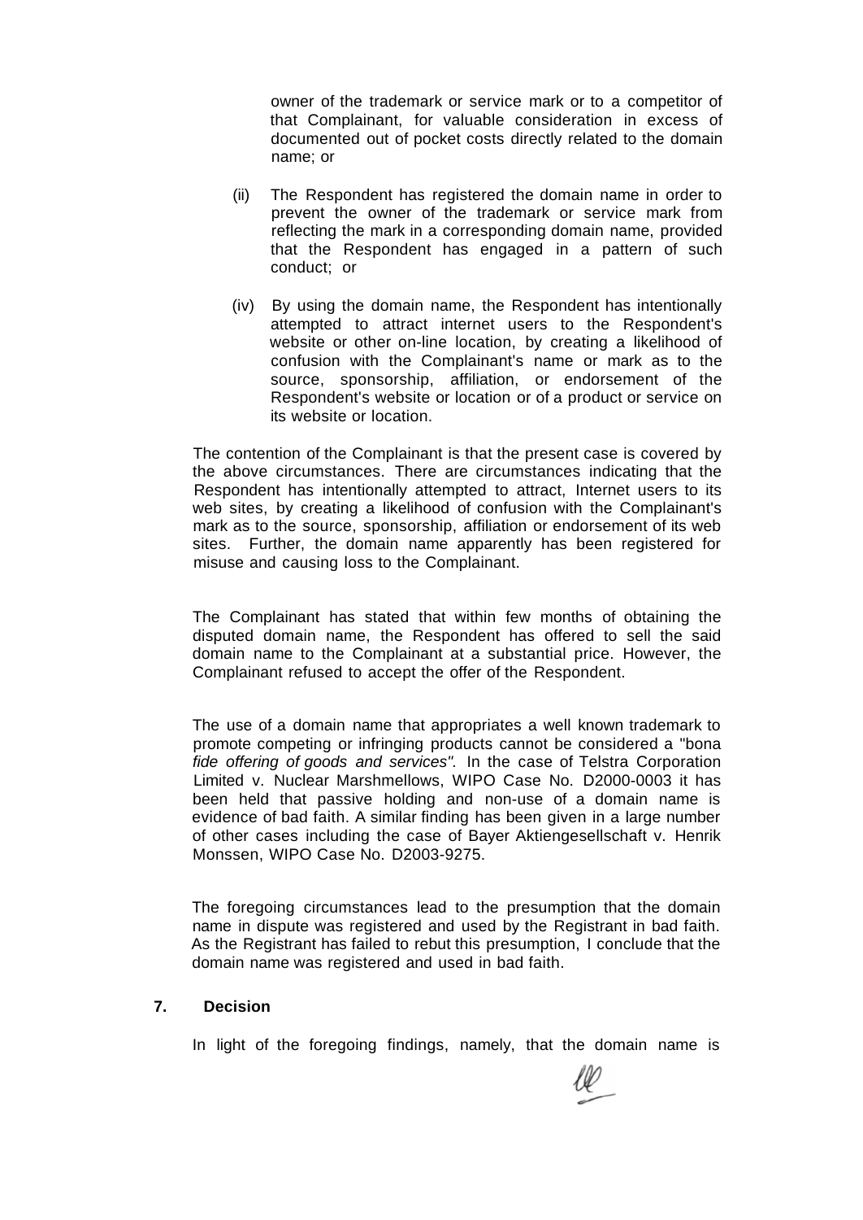owner of the trademark or service mark or to a competitor of that Complainant, for valuable consideration in excess of documented out of pocket costs directly related to the domain name; or

(ii) The Respondent has registered the domain name in order to prevent the owner of the trademark or service mark from reflecting the mark in a corresponding domain name, provided that the Respondent has engaged in a pattern of such conduct; or

(iv) By using the domain name, the Respondent has intentionally attempted to attract internet users to the Respondent's website or other on-line location, by creating a likelihood of confusion with the Complainant's name or mark as to the source, sponsorship, affiliation, or endorsement of the Respondent's website or location or of a product or service on its website or location.

The contention of the Complainant is that the present case is covered by the above circumstances. There are circumstances indicating that the Respondent has intentionally attempted to attract, Internet users to its web sites, by creating a likelihood of confusion with the Complainant's mark as to the source, sponsorship, affiliation or endorsement of its web sites. Further, the domain name apparently has been registered for misuse and causing loss to the Complainant.

The Complainant has stated that within few months of obtaining the disputed domain name, the Respondent has offered to sell the said domain name to the Complainant at a substantial price. However, the Complainant refused to accept the offer of the Respondent.

The use of a domain name that appropriates a well known trademark to promote competing or infringing products cannot be considered a "bona *fide offering of goods and services".* In the case of Telstra Corporation Limited v. Nuclear Marshmellows, WIPO Case No. D2000-0003 it has been held that passive holding and non-use of a domain name is evidence of bad faith. A similar finding has been given in a large number of other cases including the case of Bayer Aktiengesellschaft v. Henrik Monssen, WIPO Case No. D2003-9275.

The foregoing circumstances lead to the presumption that the domain name in dispute was registered and used by the Registrant in bad faith. As the Registrant has failed to rebut this presumption, I conclude that the domain name was registered and used in bad faith.

## 7. Decision

In light of the foregoing findings, namely, that the domain name is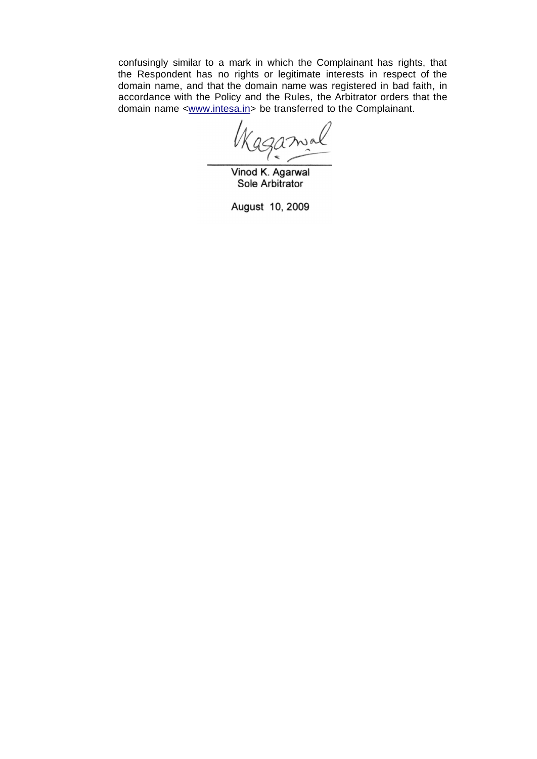confusingly similar to a mark in which the Complainant has rights, that the Respondent has no rights or legitimate interests in respect of the domain name, and that the domain name was registered in bad faith, in accordance with the Policy and the Rules, the Arbitrator orders that the domain name <www.intesa.in> be transferred to the Complainant.

Vinod K. Agarwal
Sole Arbitrator

August 10, 2009